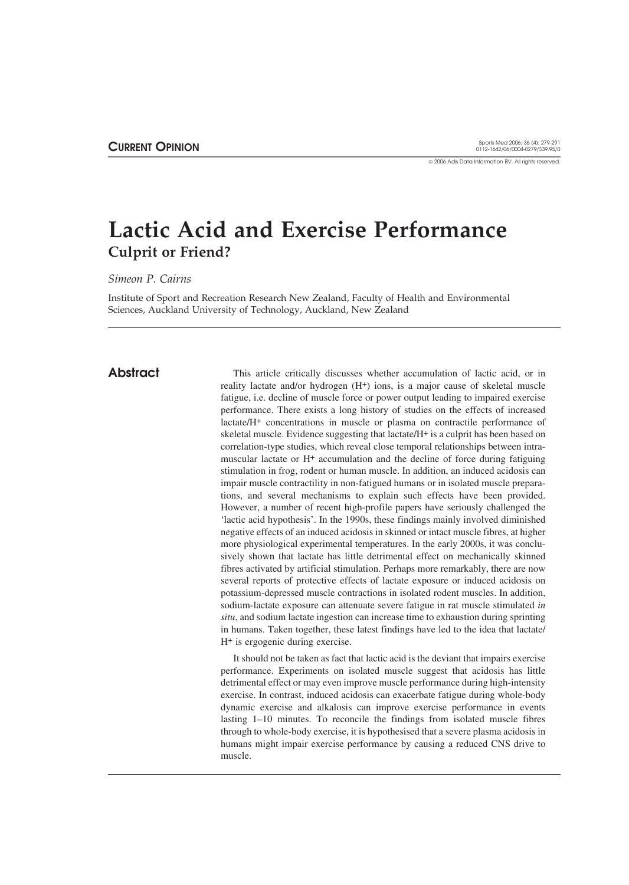**CURRENT OPINION**

# Lactic Acid and Exercise Performance

## Culprit or Friend?

*Simeon P. Cairns*

Institute of Sport and Recreation Research New Zealand, Faculty of Health and Environmental Sciences, Auckland University of Technology, Auckland, New Zealand

## Abstract

This article critically discusses whether accumulation of lactic acid, or in reality lactate and/or hydrogen ($H^+$) ions, is a major cause of skeletal muscle fatigue, i.e. decline of muscle force or power output leading to impaired exercise performance. There exists a long history of studies on the effects of increased lactate/$H^+$ concentrations in muscle or plasma on contractile performance of skeletal muscle. Evidence suggesting that lactate/$H^+$ is a culprit has been based on correlation-type studies, which reveal close temporal relationships between intramuscular lactate or $H^+$ accumulation and the decline of force during fatiguing stimulation in frog, rodent or human muscle. In addition, an induced acidosis can impair muscle contractility in non-fatigued humans or in isolated muscle preparations, and several mechanisms to explain such effects have been provided. However, a number of recent high-profile papers have seriously challenged the 'lactic acid hypothesis'. In the 1990s, these findings mainly involved diminished negative effects of an induced acidosis in skinned or intact muscle fibres, at higher more physiological experimental temperatures. In the early 2000s, it was conclusively shown that lactate has little detrimental effect on mechanically skinned fibres activated by artificial stimulation. Perhaps more remarkably, there are now several reports of protective effects of lactate exposure or induced acidosis on potassium-depressed muscle contractions in isolated rodent muscles. In addition, sodium-lactate exposure can attenuate severe fatigue in rat muscle stimulated *in situ*, and sodium lactate ingestion can increase time to exhaustion during sprinting in humans. Taken together, these latest findings have led to the idea that lactate/$H^+$ is ergogenic during exercise.

It should not be taken as fact that lactic acid is the deviant that impairs exercise performance. Experiments on isolated muscle suggest that acidosis has little detrimental effect or may even improve muscle performance during high-intensity exercise. In contrast, induced acidosis can exacerbate fatigue during whole-body dynamic exercise and alkalosis can improve exercise performance in events lasting 1–10 minutes. To reconcile the findings from isolated muscle fibres through to whole-body exercise, it is hypothesised that a severe plasma acidosis in humans might impair exercise performance by causing a reduced CNS drive to muscle.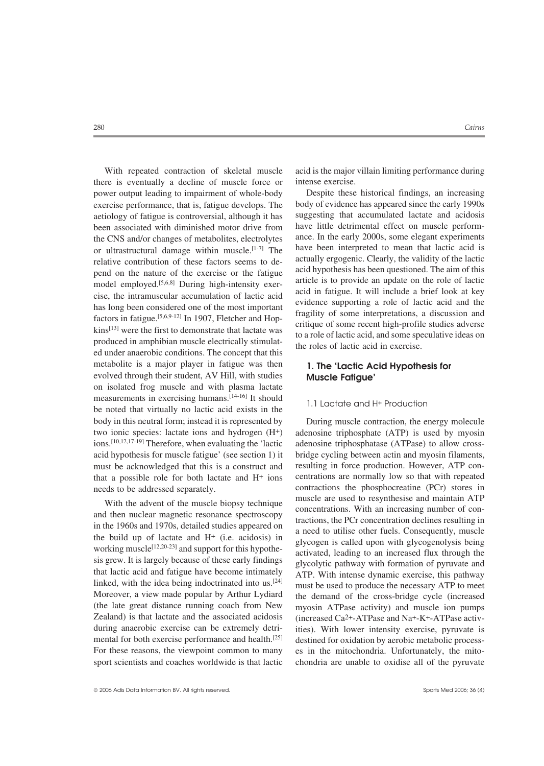With repeated contraction of skeletal muscle there is eventually a decline of muscle force or power output leading to impairment of whole-body exercise performance, that is, fatigue develops. The aetiology of fatigue is controversial, although it has been associated with diminished motor drive from the CNS and/or changes of metabolites, electrolytes or ultrastructural damage within muscle.[1-7] The relative contribution of these factors seems to depend on the nature of the exercise or the fatigue model employed.[5,6,8] During high-intensity exercise, the intramuscular accumulation of lactic acid has long been considered one of the most important factors in fatigue.[5,6,9-12] In 1907, Fletcher and Hopkins[13] were the first to demonstrate that lactate was produced in amphibian muscle electrically stimulated under anaerobic conditions. The concept that this metabolite is a major player in fatigue was then evolved through their student, AV Hill, with studies on isolated frog muscle and with plasma lactate measurements in exercising humans.[14-16] It should be noted that virtually no lactic acid exists in the body in this neutral form; instead it is represented by two ionic species: lactate ions and hydrogen ($H^+$) ions.[10,12,17-19] Therefore, when evaluating the 'lactic acid hypothesis for muscle fatigue' (see section 1) it must be acknowledged that this is a construct and that a possible role for both lactate and $H^+$ ions needs to be addressed separately.

With the advent of the muscle biopsy technique and then nuclear magnetic resonance spectroscopy in the 1960s and 1970s, detailed studies appeared on the build up of lactate and $H^+$ (i.e. acidosis) in working muscle[12,20-23] and support for this hypothesis grew. It is largely because of these early findings that lactic acid and fatigue have become intimately linked, with the idea being indoctrinated into us.[24] Moreover, a view made popular by Arthur Lydiard (the late great distance running coach from New Zealand) is that lactate and the associated acidosis during anaerobic exercise can be extremely detrimental for both exercise performance and health.[25] For these reasons, the viewpoint common to many sport scientists and coaches worldwide is that lactic acid is the major villain limiting performance during intense exercise.

Despite these historical findings, an increasing body of evidence has appeared since the early 1990s suggesting that accumulated lactate and acidosis have little detrimental effect on muscle performance. In the early 2000s, some elegant experiments have been interpreted to mean that lactic acid is actually ergogenic. Clearly, the validity of the lactic acid hypothesis has been questioned. The aim of this article is to provide an update on the role of lactic acid in fatigue. It will include a brief look at key evidence supporting a role of lactic acid and the fragility of some interpretations, a discussion and critique of some recent high-profile studies adverse to a role of lactic acid, and some speculative ideas on the roles of lactic acid in exercise.

## 1. The 'Lactic Acid Hypothesis for Muscle Fatigue'

### 1.1 Lactate and $H^+$ Production

During muscle contraction, the energy molecule adenosine triphosphate (ATP) is used by myosin adenosine triphosphatase (ATPase) to allow cross-bridge cycling between actin and myosin filaments, resulting in force production. However, ATP concentrations are normally low so that with repeated contractions the phosphocreatine (PCr) stores in muscle are used to resynthesise and maintain ATP concentrations. With an increasing number of contractions, the PCr concentration declines resulting in a need to utilise other fuels. Consequently, muscle glycogen is called upon with glycogenolysis being activated, leading to an increased flux through the glycolytic pathway with formation of pyruvate and ATP. With intense dynamic exercise, this pathway must be used to produce the necessary ATP to meet the demand of the cross-bridge cycle (increased myosin ATPase activity) and muscle ion pumps (increased $Ca^{2+}$-ATPase and $Na^+$-$K^+$-ATPase activities). With lower intensity exercise, pyruvate is destined for oxidation by aerobic metabolic processes in the mitochondria. Unfortunately, the mitochondria are unable to oxidise all of the pyruvate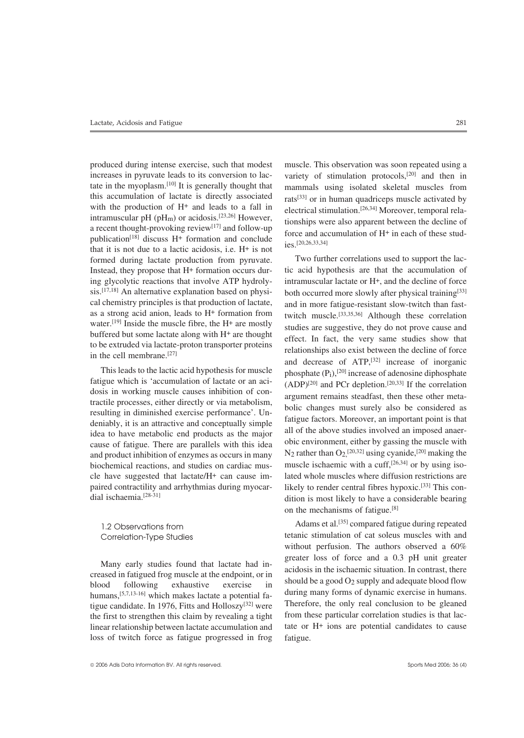produced during intense exercise, such that modest increases in pyruvate leads to its conversion to lactate in the myoplasm.[10] It is generally thought that this accumulation of lactate is directly associated with the production of $H^+$ and leads to a fall in intramuscular pH ($pH_m$) or acidosis.[23,26] However, a recent thought-provoking review[17] and follow-up publication[18] discuss $H^+$ formation and conclude that it is not due to a lactic acidosis, i.e. $H^+$ is not formed during lactate production from pyruvate. Instead, they propose that $H^+$ formation occurs during glycolytic reactions that involve ATP hydrolysis.[17,18] An alternative explanation based on physical chemistry principles is that production of lactate, as a strong acid anion, leads to $H^+$ formation from water.[19] Inside the muscle fibre, the $H^+$ are mostly buffered but some lactate along with $H^+$ are thought to be extruded via lactate-proton transporter proteins in the cell membrane.[27]

This leads to the lactic acid hypothesis for muscle fatigue which is 'accumulation of lactate or an acidosis in working muscle causes inhibition of contractile processes, either directly or via metabolism, resulting in diminished exercise performance'. Undeniably, it is an attractive and conceptually simple idea to have metabolic end products as the major cause of fatigue. There are parallels with this idea and product inhibition of enzymes as occurs in many biochemical reactions, and studies on cardiac muscle have suggested that lactate/$H^+$ can cause impaired contractility and arrhythmias during myocardial ischaemia.[28-31]

### 1.2 Observations from Correlation-Type Studies

Many early studies found that lactate had increased in fatigued frog muscle at the endpoint, or in blood following exhaustive exercise in humans,[5,7,13-16] which makes lactate a potential fatigue candidate. In 1976, Fitts and Holloszy[32] were the first to strengthen this claim by revealing a tight linear relationship between lactate accumulation and loss of twitch force as fatigue progressed in frog muscle. This observation was soon repeated using a variety of stimulation protocols,[20] and then in mammals using isolated skeletal muscles from rats[33] or in human quadriceps muscle activated by electrical stimulation.[26,34] Moreover, temporal relationships were also apparent between the decline of force and accumulation of $H^+$ in each of these studies.[20,26,33,34]

Two further correlations used to support the lactic acid hypothesis are that the accumulation of intramuscular lactate or $H^+$, and the decline of force both occurred more slowly after physical training[33] and in more fatigue-resistant slow-twitch than fast-twitch muscle.[33,35,36] Although these correlation studies are suggestive, they do not prove cause and effect. In fact, the very same studies show that relationships also exist between the decline of force and decrease of ATP,[32] increase of inorganic phosphate ($P_i$),[20] increase of adenosine diphosphate (ADP)[20] and PCr depletion.[20,33] If the correlation argument remains steadfast, then these other metabolic changes must surely also be considered as fatigue factors. Moreover, an important point is that all of the above studies involved an imposed anaerobic environment, either by gassing the muscle with $N_2$ rather than $O_2$,[20,32] using cyanide,[20] making the muscle ischaemic with a cuff,[26,34] or by using isolated whole muscles where diffusion restrictions are likely to render central fibres hypoxic.[33] This condition is most likely to have a considerable bearing on the mechanisms of fatigue.[8]

Adams et al.[35] compared fatigue during repeated tetanic stimulation of cat soleus muscles with and without perfusion. The authors observed a 60% greater loss of force and a 0.3 pH unit greater acidosis in the ischaemic situation. In contrast, there should be a good $O_2$ supply and adequate blood flow during many forms of dynamic exercise in humans. Therefore, the only real conclusion to be gleaned from these particular correlation studies is that lactate or $H^+$ ions are potential candidates to cause fatigue.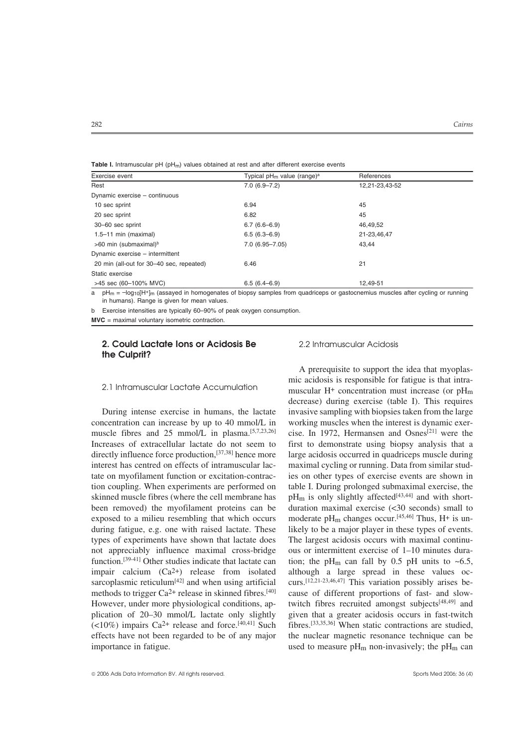**Table I.** Intramuscular pH ($pH_m$) values obtained at rest and after different exercise events

| Exercise event | Typical $pH_m$ value (range)[a] | References |
|---|---|---|
| Rest | 7.0 (6.9–7.2) | 12,21-23,43-52 |
| Dynamic exercise – continuous | | |
| 10 sec sprint | 6.94 | 45 |
| 20 sec sprint | 6.82 | 45 |
| 30–60 sec sprint | 6.7 (6.6–6.9) | 46,49,52 |
| 1.5–11 min (maximal) | 6.5 (6.3–6.9) | 21-23,46,47 |
| >60 min (submaximal)[b] | 7.0 (6.95–7.05) | 43,44 |
| Dynamic exercise – intermittent | | |
| 20 min (all-out for 30–40 sec, repeated) | 6.46 | 21 |
| Static exercise | | |
| >45 sec (60–100% MVC) | 6.5 (6.4–6.9) | 12,49-51 |

a $pH_m = -\log_{10}[H^+]_m$ (assayed in homogenates of biopsy samples from quadriceps or gastocnemius muscles after cycling or running in humans). Range is given for mean values.

b Exercise intensities are typically 60–90% of peak oxygen consumption.

**MVC** = maximal voluntary isometric contraction.

## 2. Could Lactate Ions or Acidosis Be the Culprit?

### 2.1 Intramuscular Lactate Accumulation

During intense exercise in humans, the lactate concentration can increase by up to 40 mmol/L in muscle fibres and 25 mmol/L in plasma.[5,7,23,26] Increases of extracellular lactate do not seem to directly influence force production,[37,38] hence more interest has centred on effects of intramuscular lactate on myofilament function or excitation-contraction coupling. When experiments are performed on skinned muscle fibres (where the cell membrane has been removed) the myofilament proteins can be exposed to a milieu resembling that which occurs during fatigue, e.g. one with raised lactate. These types of experiments have shown that lactate does not appreciably influence maximal cross-bridge function.[39-41] Other studies indicate that lactate can impair calcium ($Ca^{2+}$) release from isolated sarcoplasmic reticulum[42] and when using artificial methods to trigger $Ca^{2+}$ release in skinned fibres.[40] However, under more physiological conditions, application of 20–30 mmol/L lactate only slightly (<10%) impairs $Ca^{2+}$ release and force.[40,41] Such effects have not been regarded to be of any major importance in fatigue.

### 2.2 Intramuscular Acidosis

A prerequisite to support the idea that myoplasmic acidosis is responsible for fatigue is that intramuscular $H^+$ concentration must increase (or $pH_m$ decrease) during exercise (table I). This requires invasive sampling with biopsies taken from the large working muscles when the interest is dynamic exercise. In 1972, Hermansen and Osnes[21] were the first to demonstrate using biopsy analysis that a large acidosis occurred in quadriceps muscle during maximal cycling or running. Data from similar studies on other types of exercise events are shown in table I. During prolonged submaximal exercise, the $pH_m$ is only slightly affected[43,44] and with short-duration maximal exercise (<30 seconds) small to moderate $pH_m$ changes occur.[45,46] Thus, $H^+$ is unlikely to be a major player in these types of events. The largest acidosis occurs with maximal continuous or intermittent exercise of 1–10 minutes duration; the $pH_m$ can fall by 0.5 pH units to ~6.5, although a large spread in these values occurs.[12,21-23,46,47] This variation possibly arises because of different proportions of fast- and slow-twitch fibres recruited amongst subjects[48,49] and given that a greater acidosis occurs in fast-twitch fibres.[33,35,36] When static contractions are studied, the nuclear magnetic resonance technique can be used to measure $pH_m$ non-invasively; the $pH_m$ can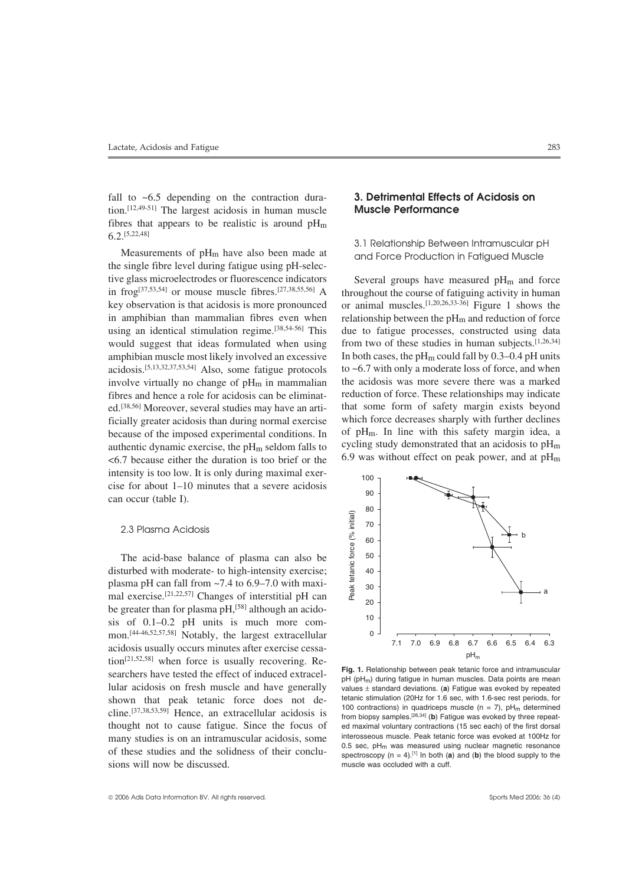fall to ~6.5 depending on the contraction duration.[12,49-51] The largest acidosis in human muscle fibres that appears to be realistic is around $pH_m$ 6.2.[5,22,48]

Measurements of $pH_m$ have also been made at the single fibre level during fatigue using pH-selective glass microelectrodes or fluorescence indicators in frog[37,53,54] or mouse muscle fibres.[27,38,55,56] A key observation is that acidosis is more pronounced in amphibian than mammalian fibres even when using an identical stimulation regime.[38,54-56] This would suggest that ideas formulated when using amphibian muscle most likely involved an excessive acidosis.[5,13,32,37,53,54] Also, some fatigue protocols involve virtually no change of $pH_m$ in mammalian fibres and hence a role for acidosis can be eliminated.[38,56] Moreover, several studies may have an artificially greater acidosis than during normal exercise because of the imposed experimental conditions. In authentic dynamic exercise, the $pH_m$ seldom falls to <6.7 because either the duration is too brief or the intensity is too low. It is only during maximal exercise for about 1–10 minutes that a severe acidosis can occur (table I).

### 2.3 Plasma Acidosis

The acid-base balance of plasma can also be disturbed with moderate- to high-intensity exercise; plasma pH can fall from ~7.4 to 6.9–7.0 with maximal exercise.[21,22,57] Changes of interstitial pH can be greater than for plasma pH,[58] although an acidosis of 0.1–0.2 pH units is much more common.[44-46,52,57,58] Notably, the largest extracellular acidosis usually occurs minutes after exercise cessation[21,52,58] when force is usually recovering. Researchers have tested the effect of induced extracellular acidosis on fresh muscle and have generally shown that peak tetanic force does not decline.[37,38,53,59] Hence, an extracellular acidosis is thought not to cause fatigue. Since the focus of many studies is on an intramuscular acidosis, some of these studies and the solidness of their conclusions will now be discussed.

## 3. Detrimental Effects of Acidosis on Muscle Performance

### 3.1 Relationship Between Intramuscular pH and Force Production in Fatigued Muscle

Several groups have measured $pH_m$ and force throughout the course of fatiguing activity in human or animal muscles.[1,20,26,33-36] Figure 1 shows the relationship between the $pH_m$ and reduction of force due to fatigue processes, constructed using data from two of these studies in human subjects.[1,26,34] In both cases, the $pH_m$ could fall by 0.3–0.4 pH units to ~6.7 with only a moderate loss of force, and when the acidosis was more severe there was a marked reduction of force. These relationships may indicate that some form of safety margin exists beyond which force decreases sharply with further declines of $pH_m$. In line with this safety margin idea, a cycling study demonstrated that an acidosis to $pH_m$ 6.9 was without effect on peak power, and at $pH_m$

**Fig. 1.** Relationship between peak tetanic force and intramuscular pH ($pH_m$) during fatigue in human muscles. Data points are mean values ± standard deviations. (**a**) Fatigue was evoked by repeated tetanic stimulation (20Hz for 1.6 sec, with 1.6-sec rest periods, for 100 contractions) in quadriceps muscle (n = 7), $pH_m$ determined from biopsy samples.[26,34] (**b**) Fatigue was evoked by three repeated maximal voluntary contractions (15 sec each) of the first dorsal interosseous muscle. Peak tetanic force was evoked at 100Hz for 0.5 sec, $pH_m$ was measured using nuclear magnetic resonance spectroscopy (n = 4).[1] In both (**a**) and (**b**) the blood supply to the muscle was occluded with a cuff.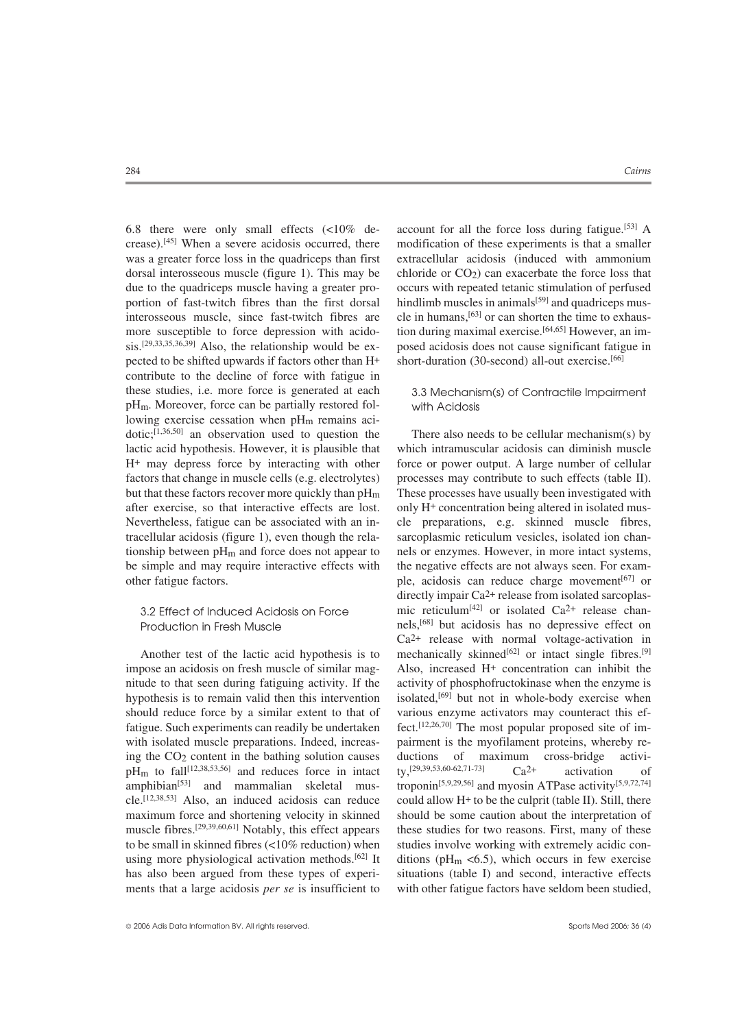6.8 there were only small effects (<10% decrease).[45] When a severe acidosis occurred, there was a greater force loss in the quadriceps than first dorsal interosseous muscle (figure 1). This may be due to the quadriceps muscle having a greater proportion of fast-twitch fibres than the first dorsal interosseous muscle, since fast-twitch fibres are more susceptible to force depression with acidosis.[29,33,35,36,39] Also, the relationship would be expected to be shifted upwards if factors other than $H^+$ contribute to the decline of force with fatigue in these studies, i.e. more force is generated at each $pH_m$. Moreover, force can be partially restored following exercise cessation when $pH_m$ remains acidotic;[1,36,50] an observation used to question the lactic acid hypothesis. However, it is plausible that $H^+$ may depress force by interacting with other factors that change in muscle cells (e.g. electrolytes) but that these factors recover more quickly than $pH_m$ after exercise, so that interactive effects are lost. Nevertheless, fatigue can be associated with an intracellular acidosis (figure 1), even though the relationship between $pH_m$ and force does not appear to be simple and may require interactive effects with other fatigue factors.

### 3.2 Effect of Induced Acidosis on Force Production in Fresh Muscle

Another test of the lactic acid hypothesis is to impose an acidosis on fresh muscle of similar magnitude to that seen during fatiguing activity. If the hypothesis is to remain valid then this intervention should reduce force by a similar extent to that of fatigue. Such experiments can readily be undertaken with isolated muscle preparations. Indeed, increasing the $CO_2$ content in the bathing solution causes $pH_m$ to fall[12,38,53,56] and reduces force in intact amphibian[53] and mammalian skeletal muscle.[12,38,53] Also, an induced acidosis can reduce maximum force and shortening velocity in skinned muscle fibres.[29,39,60,61] Notably, this effect appears to be small in skinned fibres (<10% reduction) when using more physiological activation methods.[62] It has also been argued from these types of experiments that a large acidosis *per se* is insufficient to account for all the force loss during fatigue.[53] A modification of these experiments is that a smaller extracellular acidosis (induced with ammonium chloride or $CO_2$) can exacerbate the force loss that occurs with repeated tetanic stimulation of perfused hindlimb muscles in animals[59] and quadriceps muscle in humans,[63] or can shorten the time to exhaustion during maximal exercise.[64,65] However, an imposed acidosis does not cause significant fatigue in short-duration (30-second) all-out exercise.[66]

### 3.3 Mechanism(s) of Contractile Impairment with Acidosis

There also needs to be cellular mechanism(s) by which intramuscular acidosis can diminish muscle force or power output. A large number of cellular processes may contribute to such effects (table II). These processes have usually been investigated with only $H^+$ concentration being altered in isolated muscle preparations, e.g. skinned muscle fibres, sarcoplasmic reticulum vesicles, isolated ion channels or enzymes. However, in more intact systems, the negative effects are not always seen. For example, acidosis can reduce charge movement[67] or directly impair $Ca^{2+}$ release from isolated sarcoplasmic reticulum[42] or isolated $Ca^{2+}$ release channels,[68] but acidosis has no depressive effect on $Ca^{2+}$ release with normal voltage-activation in mechanically skinned[62] or intact single fibres.[9] Also, increased $H^+$ concentration can inhibit the activity of phosphofructokinase when the enzyme is isolated,[69] but not in whole-body exercise when various enzyme activators may counteract this effect.[12,26,70] The most popular proposed site of impairment is the myofilament proteins, whereby reductions of maximum cross-bridge activity,[29,39,53,60-62,71-73] $Ca^{2+}$ activation of troponin[5,9,29,56] and myosin ATPase activity[5,9,72,74] could allow $H^+$ to be the culprit (table II). Still, there should be some caution about the interpretation of these studies for two reasons. First, many of these studies involve working with extremely acidic conditions ($pH_m$ <6.5), which occurs in few exercise situations (table I) and second, interactive effects with other fatigue factors have seldom been studied,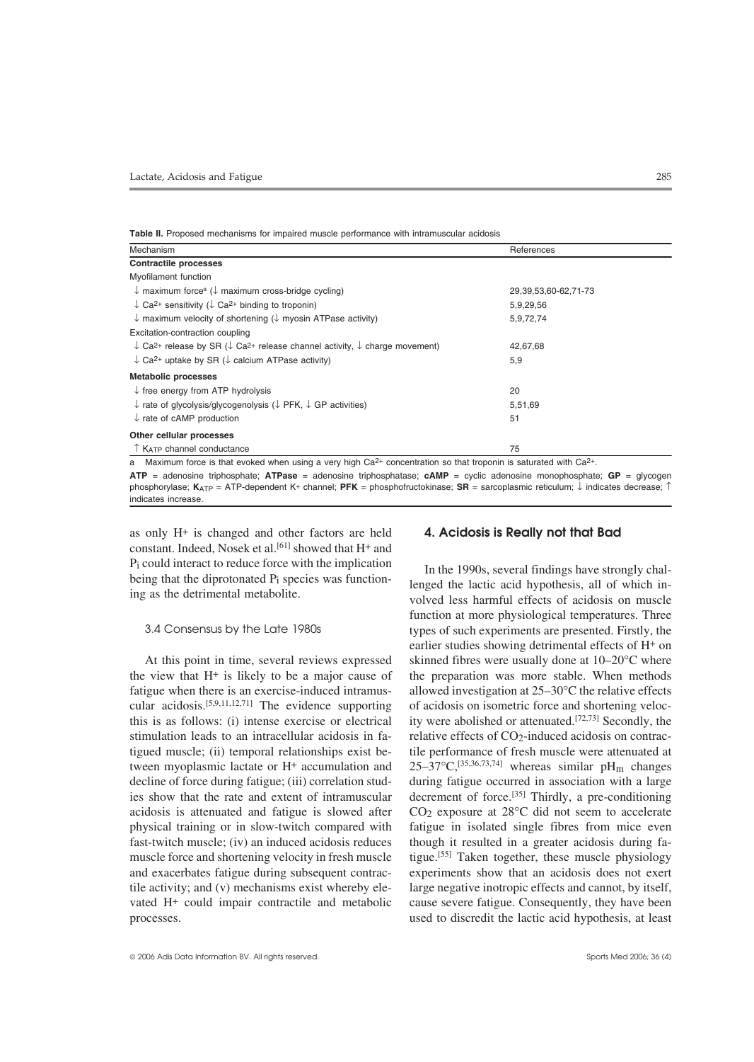**Table II.** Proposed mechanisms for impaired muscle performance with intramuscular acidosis

| Mechanism | References |
|---|---|
| **Contractile processes** | |
| Myofilament function | |
| ↓ maximum force[a] (↓ maximum cross-bridge cycling) | 29,39,53,60-62,71-73 |
| ↓ $Ca^{2+}$ sensitivity (↓ $Ca^{2+}$ binding to troponin) | 5,9,29,56 |
| ↓ maximum velocity of shortening (↓ myosin ATPase activity) | 5,9,72,74 |
| Excitation-contraction coupling | |
| ↓ $Ca^{2+}$ release by SR (↓ $Ca^{2+}$ release channel activity, ↓ charge movement) | 42,67,68 |
| ↓ $Ca^{2+}$ uptake by SR (↓ calcium ATPase activity) | 5,9 |
| **Metabolic processes** | |
| ↓ free energy from ATP hydrolysis | 20 |
| ↓ rate of glycolysis/glycogenolysis (↓ PFK, ↓ GP activities) | 5,51,69 |
| ↓ rate of cAMP production | 51 |
| **Other cellular processes** | |
| ↑ $K_{ATP}$ channel conductance | 75 |

a Maximum force is that evoked when using a very high $Ca^{2+}$ concentration so that troponin is saturated with $Ca^{2+}$.

**ATP** = adenosine triphosphate; **ATPase** = adenosine triphosphatase; **cAMP** = cyclic adenosine monophosphate; **GP** = glycogen phosphorylase; **$K_{ATP}$** = ATP-dependent $K^+$ channel; **PFK** = phosphofructokinase; **SR** = sarcoplasmic reticulum; ↓ indicates decrease; ↑ indicates increase.

as only $H^+$ is changed and other factors are held constant. Indeed, Nosek et al.[61] showed that $H^+$ and $P_i$ could interact to reduce force with the implication being that the diprotonated $P_i$ species was functioning as the detrimental metabolite.

### 3.4 Consensus by the Late 1980s

At this point in time, several reviews expressed the view that $H^+$ is likely to be a major cause of fatigue when there is an exercise-induced intramuscular acidosis.[5,9,11,12,71] The evidence supporting this is as follows: (i) intense exercise or electrical stimulation leads to an intracellular acidosis in fatigued muscle; (ii) temporal relationships exist between myoplasmic lactate or $H^+$ accumulation and decline of force during fatigue; (iii) correlation studies show that the rate and extent of intramuscular acidosis is attenuated and fatigue is slowed after physical training or in slow-twitch compared with fast-twitch muscle; (iv) an induced acidosis reduces muscle force and shortening velocity in fresh muscle and exacerbates fatigue during subsequent contractile activity; and (v) mechanisms exist whereby elevated $H^+$ could impair contractile and metabolic processes.

## 4. Acidosis is Really not that Bad

In the 1990s, several findings have strongly challenged the lactic acid hypothesis, all of which involved less harmful effects of acidosis on muscle function at more physiological temperatures. Three types of such experiments are presented. Firstly, the earlier studies showing detrimental effects of $H^+$ on skinned fibres were usually done at 10–20°C where the preparation was more stable. When methods allowed investigation at 25–30°C the relative effects of acidosis on isometric force and shortening velocity were abolished or attenuated.[72,73] Secondly, the relative effects of $CO_2$-induced acidosis on contractile performance of fresh muscle were attenuated at 25–37°C,[35,36,73,74] whereas similar $pH_m$ changes during fatigue occurred in association with a large decrement of force.[35] Thirdly, a pre-conditioning $CO_2$ exposure at 28°C did not seem to accelerate fatigue in isolated single fibres from mice even though it resulted in a greater acidosis during fatigue.[55] Taken together, these muscle physiology experiments show that an acidosis does not exert large negative inotropic effects and cannot, by itself, cause severe fatigue. Consequently, they have been used to discredit the lactic acid hypothesis, at least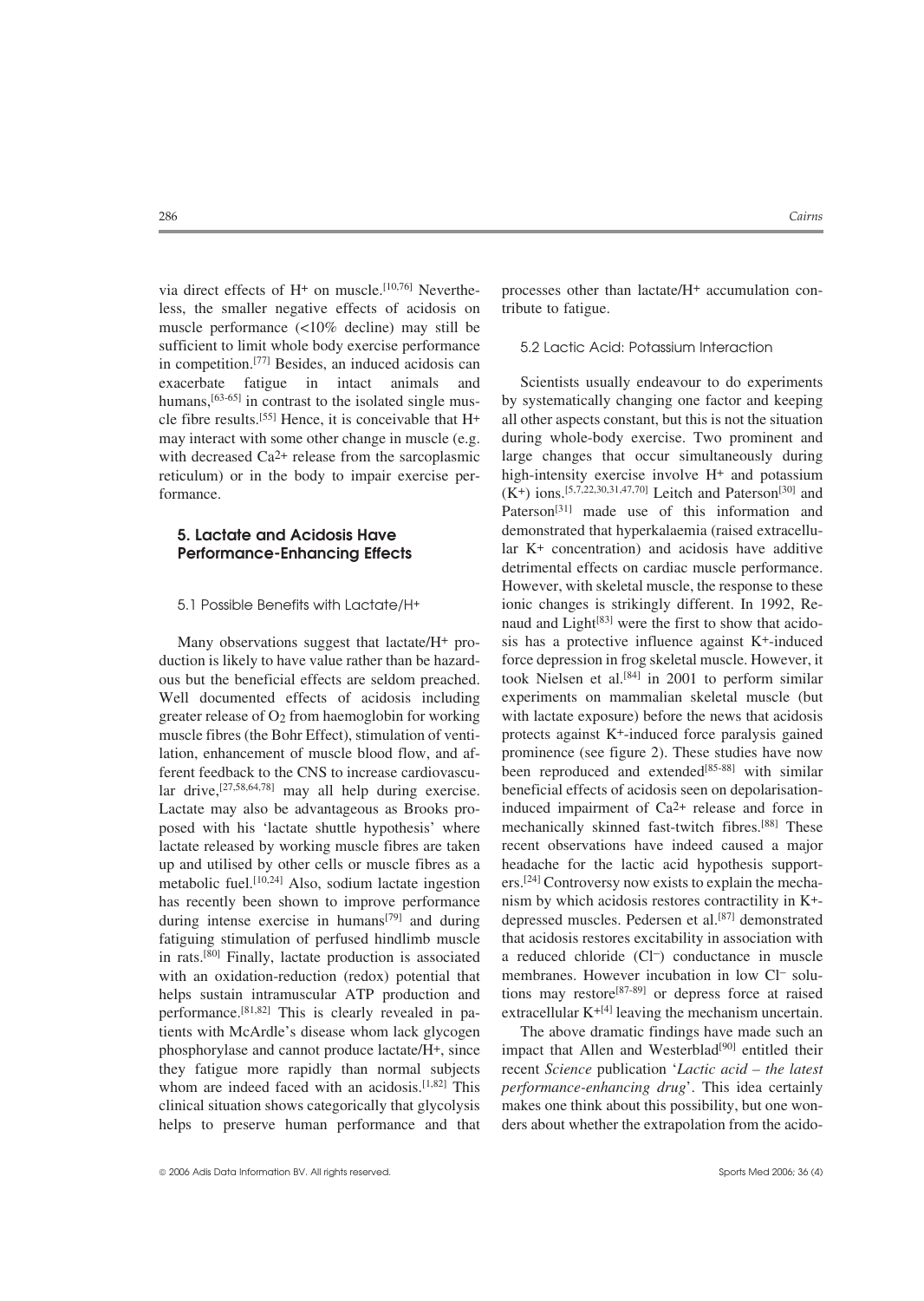via direct effects of $H^+$ on muscle.[10,76] Nevertheless, the smaller negative effects of acidosis on muscle performance (<10% decline) may still be sufficient to limit whole body exercise performance in competition.[77] Besides, an induced acidosis can exacerbate fatigue in intact animals and humans,[63-65] in contrast to the isolated single muscle fibre results.[55] Hence, it is conceivable that $H^+$ may interact with some other change in muscle (e.g. with decreased $Ca^{2+}$ release from the sarcoplasmic reticulum) or in the body to impair exercise performance.

## 5. Lactate and Acidosis Have Performance-Enhancing Effects

### 5.1 Possible Benefits with Lactate/$H^+$

Many observations suggest that lactate/$H^+$ production is likely to have value rather than be hazardous but the beneficial effects are seldom preached. Well documented effects of acidosis including greater release of $O_2$ from haemoglobin for working muscle fibres (the Bohr Effect), stimulation of ventilation, enhancement of muscle blood flow, and afferent feedback to the CNS to increase cardiovascular drive,[27,58,64,78] may all help during exercise. Lactate may also be advantageous as Brooks proposed with his 'lactate shuttle hypothesis' where lactate released by working muscle fibres are taken up and utilised by other cells or muscle fibres as a metabolic fuel.[10,24] Also, sodium lactate ingestion has recently been shown to improve performance during intense exercise in humans[79] and during fatiguing stimulation of perfused hindlimb muscle in rats.[80] Finally, lactate production is associated with an oxidation-reduction (redox) potential that helps sustain intramuscular ATP production and performance.[81,82] This is clearly revealed in patients with McArdle's disease whom lack glycogen phosphorylase and cannot produce lactate/$H^+$, since they fatigue more rapidly than normal subjects whom are indeed faced with an acidosis.[1,82] This clinical situation shows categorically that glycolysis helps to preserve human performance and that processes other than lactate/$H^+$ accumulation contribute to fatigue.

### 5.2 Lactic Acid: Potassium Interaction

Scientists usually endeavour to do experiments by systematically changing one factor and keeping all other aspects constant, but this is not the situation during whole-body exercise. Two prominent and large changes that occur simultaneously during high-intensity exercise involve $H^+$ and potassium ($K^+$) ions.[5,7,22,30,31,47,70] Leitch and Paterson[30] and Paterson[31] made use of this information and demonstrated that hyperkalaemia (raised extracellular $K^+$ concentration) and acidosis have additive detrimental effects on cardiac muscle performance. However, with skeletal muscle, the response to these ionic changes is strikingly different. In 1992, Renaud and Light[83] were the first to show that acidosis has a protective influence against $K^+$-induced force depression in frog skeletal muscle. However, it took Nielsen et al.[84] in 2001 to perform similar experiments on mammalian skeletal muscle (but with lactate exposure) before the news that acidosis protects against $K^+$-induced force paralysis gained prominence (see figure 2). These studies have now been reproduced and extended[85-88] with similar beneficial effects of acidosis seen on depolarisation-induced impairment of $Ca^{2+}$ release and force in mechanically skinned fast-twitch fibres.[88] These recent observations have indeed caused a major headache for the lactic acid hypothesis supporters.[24] Controversy now exists to explain the mechanism by which acidosis restores contractility in $K^+$-depressed muscles. Pedersen et al.[87] demonstrated that acidosis restores excitability in association with a reduced chloride ($Cl^-$) conductance in muscle membranes. However incubation in low $Cl^-$ solutions may restore[87-89] or depress force at raised extracellular $K^+$[4] leaving the mechanism uncertain.

The above dramatic findings have made such an impact that Allen and Westerblad[90] entitled their recent *Science* publication '*Lactic acid – the latest performance-enhancing drug*'. This idea certainly makes one think about this possibility, but one wonders about whether the extrapolation from the acido-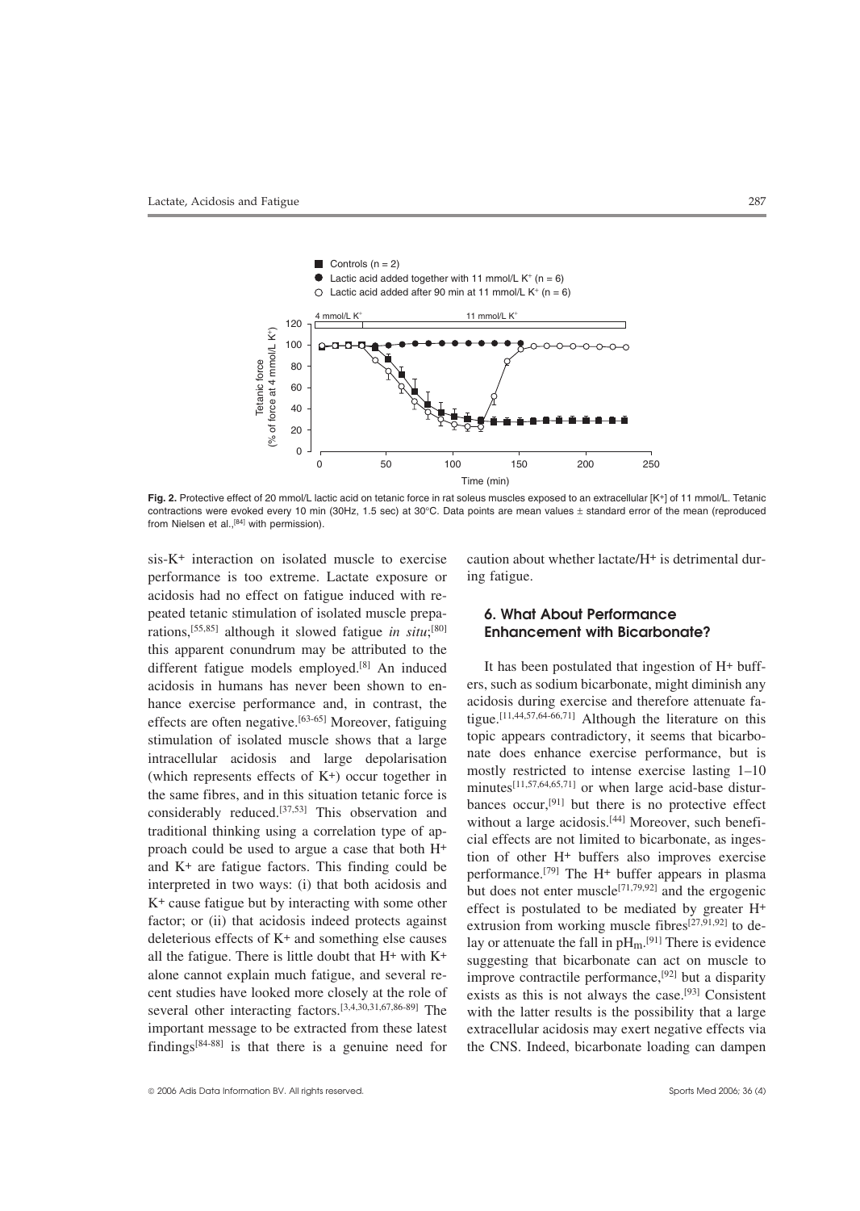**Fig. 2.** Protective effect of 20 mmol/L lactic acid on tetanic force in rat soleus muscles exposed to an extracellular [K+] of 11 mmol/L. Tetanic contractions were evoked every 10 min (30Hz, 1.5 sec) at 30°C. Data points are mean values ± standard error of the mean (reproduced from Nielsen et al.,[84] with permission).

sis-K+ interaction on isolated muscle to exercise performance is too extreme. Lactate exposure or acidosis had no effect on fatigue induced with repeated tetanic stimulation of isolated muscle preparations,[55,85] although it slowed fatigue *in situ*;[80] this apparent conundrum may be attributed to the different fatigue models employed.[8] An induced acidosis in humans has never been shown to enhance exercise performance and, in contrast, the effects are often negative.[63-65] Moreover, fatiguing stimulation of isolated muscle shows that a large intracellular acidosis and large depolarisation (which represents effects of K+) occur together in the same fibres, and in this situation tetanic force is considerably reduced.[37,53] This observation and traditional thinking using a correlation type of approach could be used to argue a case that both H+ and K+ are fatigue factors. This finding could be interpreted in two ways: (i) that both acidosis and K+ cause fatigue but by interacting with some other factor; or (ii) that acidosis indeed protects against deleterious effects of K+ and something else causes all the fatigue. There is little doubt that H+ with K+ alone cannot explain much fatigue, and several recent studies have looked more closely at the role of several other interacting factors.[3,4,30,31,67,86-89] The important message to be extracted from these latest findings[84-88] is that there is a genuine need for caution about whether lactate/H+ is detrimental during fatigue.

## 6. What About Performance Enhancement with Bicarbonate?

It has been postulated that ingestion of H+ buffers, such as sodium bicarbonate, might diminish any acidosis during exercise and therefore attenuate fatigue.[11,44,57,64-66,71] Although the literature on this topic appears contradictory, it seems that bicarbonate does enhance exercise performance, but is mostly restricted to intense exercise lasting 1–10 minutes[11,57,64,65,71] or when large acid-base disturbances occur,[91] but there is no protective effect without a large acidosis.[44] Moreover, such beneficial effects are not limited to bicarbonate, as ingestion of other H+ buffers also improves exercise performance.[79] The H+ buffer appears in plasma but does not enter muscle[71,79,92] and the ergogenic effect is postulated to be mediated by greater H+ extrusion from working muscle fibres[27,91,92] to delay or attenuate the fall in $pH_m$.[91] There is evidence suggesting that bicarbonate can act on muscle to improve contractile performance,[92] but a disparity exists as this is not always the case.[93] Consistent with the latter results is the possibility that a large extracellular acidosis may exert negative effects via the CNS. Indeed, bicarbonate loading can dampen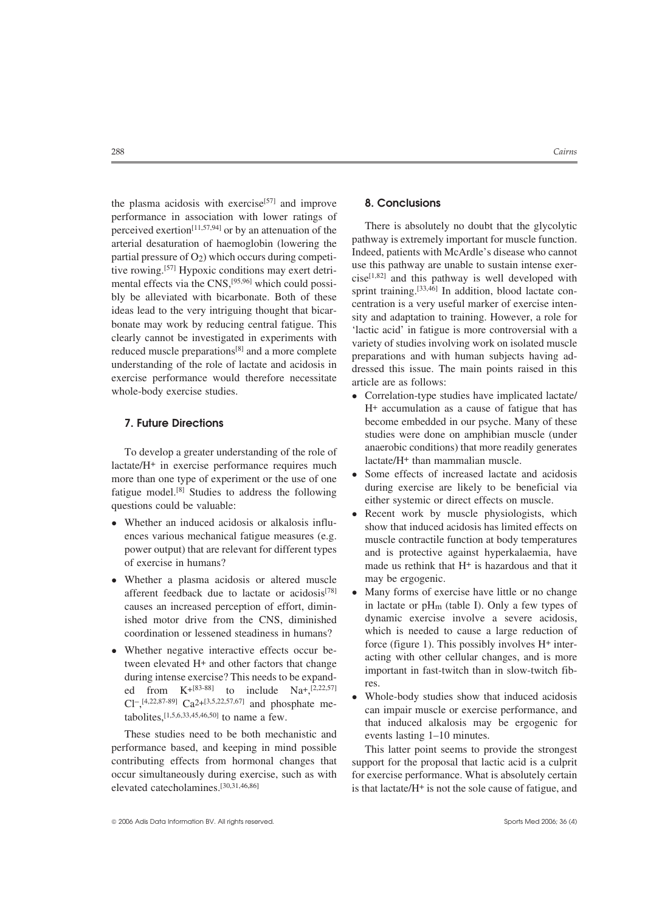the plasma acidosis with exercise[57] and improve performance in association with lower ratings of perceived exertion[11,57,94] or by an attenuation of the arterial desaturation of haemoglobin (lowering the partial pressure of $O_2$) which occurs during competitive rowing.[57] Hypoxic conditions may exert detrimental effects via the CNS,[95,96] which could possibly be alleviated with bicarbonate. Both of these ideas lead to the very intriguing thought that bicarbonate may work by reducing central fatigue. This clearly cannot be investigated in experiments with reduced muscle preparations[8] and a more complete understanding of the role of lactate and acidosis in exercise performance would therefore necessitate whole-body exercise studies.

## 7. Future Directions

To develop a greater understanding of the role of lactate/$H^+$ in exercise performance requires much more than one type of experiment or the use of one fatigue model.[8] Studies to address the following questions could be valuable:

- Whether an induced acidosis or alkalosis influences various mechanical fatigue measures (e.g. power output) that are relevant for different types of exercise in humans?
- Whether a plasma acidosis or altered muscle afferent feedback due to lactate or acidosis[78] causes an increased perception of effort, diminished motor drive from the CNS, diminished coordination or lessened steadiness in humans?
- Whether negative interactive effects occur between elevated $H^+$ and other factors that change during intense exercise? This needs to be expanded from $K^+$[83-88] to include $Na^+$,[2,22,57] $Cl^-$,[4,22,87-89] $Ca^{2+}$[3,5,22,57,67] and phosphate metabolites,[1,5,6,33,45,46,50] to name a few.

These studies need to be both mechanistic and performance based, and keeping in mind possible contributing effects from hormonal changes that occur simultaneously during exercise, such as with elevated catecholamines.[30,31,46,86]

## 8. Conclusions

There is absolutely no doubt that the glycolytic pathway is extremely important for muscle function. Indeed, patients with McArdle's disease who cannot use this pathway are unable to sustain intense exercise[1,82] and this pathway is well developed with sprint training.[33,46] In addition, blood lactate concentration is a very useful marker of exercise intensity and adaptation to training. However, a role for 'lactic acid' in fatigue is more controversial with a variety of studies involving work on isolated muscle preparations and with human subjects having addressed this issue. The main points raised in this article are as follows:

- Correlation-type studies have implicated lactate/$H^+$ accumulation as a cause of fatigue that has become embedded in our psyche. Many of these studies were done on amphibian muscle (under anaerobic conditions) that more readily generates lactate/$H^+$ than mammalian muscle.
- Some effects of increased lactate and acidosis during exercise are likely to be beneficial via either systemic or direct effects on muscle.
- Recent work by muscle physiologists, which show that induced acidosis has limited effects on muscle contractile function at body temperatures and is protective against hyperkalaemia, have made us rethink that $H^+$ is hazardous and that it may be ergogenic.
- Many forms of exercise have little or no change in lactate or $pH_m$ (table I). Only a few types of dynamic exercise involve a severe acidosis, which is needed to cause a large reduction of force (figure 1). This possibly involves $H^+$ interacting with other cellular changes, and is more important in fast-twitch than in slow-twitch fibres.
- Whole-body studies show that induced acidosis can impair muscle or exercise performance, and that induced alkalosis may be ergogenic for events lasting 1–10 minutes.

This latter point seems to provide the strongest support for the proposal that lactic acid is a culprit for exercise performance. What is absolutely certain is that lactate/$H^+$ is not the sole cause of fatigue, and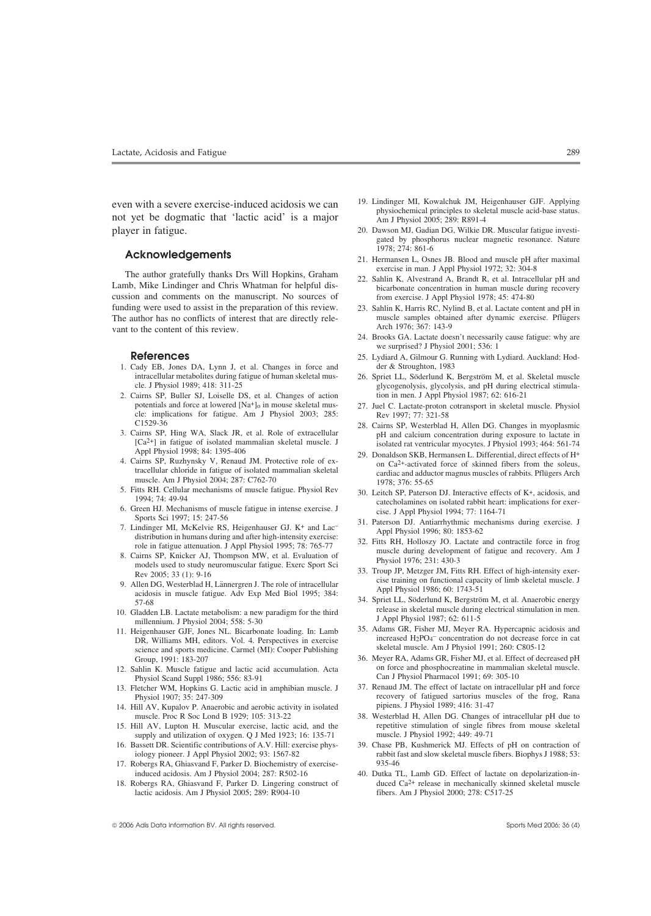even with a severe exercise-induced acidosis we can not yet be dogmatic that 'lactic acid' is a major player in fatigue.

## Acknowledgements

The author gratefully thanks Drs Will Hopkins, Graham Lamb, Mike Lindinger and Chris Whatman for helpful discussion and comments on the manuscript. No sources of funding were used to assist in the preparation of this review. The author has no conflicts of interest that are directly relevant to the content of this review.

## References

1. Cady EB, Jones DA, Lynn J, et al. Changes in force and intracellular metabolites during fatigue of human skeletal muscle. J Physiol 1989; 418: 311-25
2. Cairns SP, Buller SJ, Loiselle DS, et al. Changes of action potentials and force at lowered $[Na^+]_o$ in mouse skeletal muscle: implications for fatigue. Am J Physiol 2003; 285: C1529-36
3. Cairns SP, Hing WA, Slack JR, et al. Role of extracellular $[Ca^{2+}]$ in fatigue of isolated mammalian skeletal muscle. J Appl Physiol 1998; 84: 1395-406
4. Cairns SP, Ruzhynsky V, Renaud JM. Protective role of extracellular chloride in fatigue of isolated mammalian skeletal muscle. Am J Physiol 2004; 287: C762-70
5. Fitts RH. Cellular mechanisms of muscle fatigue. Physiol Rev 1994; 74: 49-94
6. Green HJ. Mechanisms of muscle fatigue in intense exercise. J Sports Sci 1997; 15: 247-56
7. Lindinger MI, McKelvie RS, Heigenhauser GJ. $K^+$ and $Lac^-$ distribution in humans during and after high-intensity exercise: role in fatigue attenuation. J Appl Physiol 1995; 78: 765-77
8. Cairns SP, Knicker AJ, Thompson MW, et al. Evaluation of models used to study neuromuscular fatigue. Exerc Sport Sci Rev 2005; 33 (1): 9-16
9. Allen DG, Westerblad H, Lännergren J. The role of intracellular acidosis in muscle fatigue. Adv Exp Med Biol 1995; 384: 57-68
10. Gladden LB. Lactate metabolism: a new paradigm for the third millennium. J Physiol 2004; 558: 5-30
11. Heigenhauser GJF, Jones NL. Bicarbonate loading. In: Lamb DR, Williams MH, editors. Vol. 4. Perspectives in exercise science and sports medicine. Carmel (MI): Cooper Publishing Group, 1991: 183-207
12. Sahlin K. Muscle fatigue and lactic acid accumulation. Acta Physiol Scand Suppl 1986; 556: 83-91
13. Fletcher WM, Hopkins G. Lactic acid in amphibian muscle. J Physiol 1907; 35: 247-309
14. Hill AV, Kupalov P. Anaerobic and aerobic activity in isolated muscle. Proc R Soc Lond B 1929; 105: 313-22
15. Hill AV, Lupton H. Muscular exercise, lactic acid, and the supply and utilization of oxygen. Q J Med 1923; 16: 135-71
16. Bassett DR. Scientific contributions of A.V. Hill: exercise physiology pioneer. J Appl Physiol 2002; 93: 1567-82
17. Robergs RA, Ghiasvand F, Parker D. Biochemistry of exercise-induced acidosis. Am J Physiol 2004; 287: R502-16
18. Robergs RA, Ghiasvand F, Parker D. Lingering construct of lactic acidosis. Am J Physiol 2005; 289: R904-10
19. Lindinger MI, Kowalchuk JM, Heigenhauser GJF. Applying physiochemical principles to skeletal muscle acid-base status. Am J Physiol 2005; 289: R891-4
20. Dawson MJ, Gadian DG, Wilkie DR. Muscular fatigue investigated by phosphorus nuclear magnetic resonance. Nature 1978; 274: 861-6
21. Hermansen L, Osnes JB. Blood and muscle pH after maximal exercise in man. J Appl Physiol 1972; 32: 304-8
22. Sahlin K, Alvestrand A, Brandt R, et al. Intracellular pH and bicarbonate concentration in human muscle during recovery from exercise. J Appl Physiol 1978; 45: 474-80
23. Sahlin K, Harris RC, Nylind B, et al. Lactate content and pH in muscle samples obtained after dynamic exercise. Pflügers Arch 1976; 367: 143-9
24. Brooks GA. Lactate doesn't necessarily cause fatigue: why are we surprised? J Physiol 2001; 536: 1
25. Lydiard A, Gilmour G. Running with Lydiard. Auckland: Hodder & Stroughton, 1983
26. Spriet LL, Söderlund K, Bergström M, et al. Skeletal muscle glycogenolysis, glycolysis, and pH during electrical stimulation in men. J Appl Physiol 1987; 62: 616-21
27. Juel C. Lactate-proton cotransport in skeletal muscle. Physiol Rev 1997; 77: 321-58
28. Cairns SP, Westerblad H, Allen DG. Changes in myoplasmic pH and calcium concentration during exposure to lactate in isolated rat ventricular myocytes. J Physiol 1993; 464: 561-74
29. Donaldson SKB, Hermansen L. Differential, direct effects of $H^+$ on $Ca^{2+}$-activated force of skinned fibers from the soleus, cardiac and adductor magnus muscles of rabbits. Pflügers Arch 1978; 376: 55-65
30. Leitch SP, Paterson DJ. Interactive effects of $K^+$, acidosis, and catecholamines on isolated rabbit heart: implications for exercise. J Appl Physiol 1994; 77: 1164-71
31. Paterson DJ. Antiarrhythmic mechanisms during exercise. J Appl Physiol 1996; 80: 1853-62
32. Fitts RH, Holloszy JO. Lactate and contractile force in frog muscle during development of fatigue and recovery. Am J Physiol 1976; 231: 430-3
33. Troup JP, Metzger JM, Fitts RH. Effect of high-intensity exercise training on functional capacity of limb skeletal muscle. J Appl Physiol 1986; 60: 1743-51
34. Spriet LL, Söderlund K, Bergström M, et al. Anaerobic energy release in skeletal muscle during electrical stimulation in men. J Appl Physiol 1987; 62: 611-5
35. Adams GR, Fisher MJ, Meyer RA. Hypercapnic acidosis and increased $H_2PO_4^-$ concentration do not decrease force in cat skeletal muscle. Am J Physiol 1991; 260: C805-12
36. Meyer RA, Adams GR, Fisher MJ, et al. Effect of decreased pH on force and phosphocreatine in mammalian skeletal muscle. Can J Physiol Pharmacol 1991; 69: 305-10
37. Renaud JM. The effect of lactate on intracellular pH and force recovery of fatigued sartorius muscles of the frog, Rana pipiens. J Physiol 1989; 416: 31-47
38. Westerblad H, Allen DG. Changes of intracellular pH due to repetitive stimulation of single fibres from mouse skeletal muscle. J Physiol 1992; 449: 49-71
39. Chase PB, Kushmerick MJ. Effects of pH on contraction of rabbit fast and slow skeletal muscle fibers. Biophys J 1988; 53: 935-46
40. Dutka TL, Lamb GD. Effect of lactate on depolarization-induced $Ca^{2+}$ release in mechanically skinned skeletal muscle fibers. Am J Physiol 2000; 278: C517-25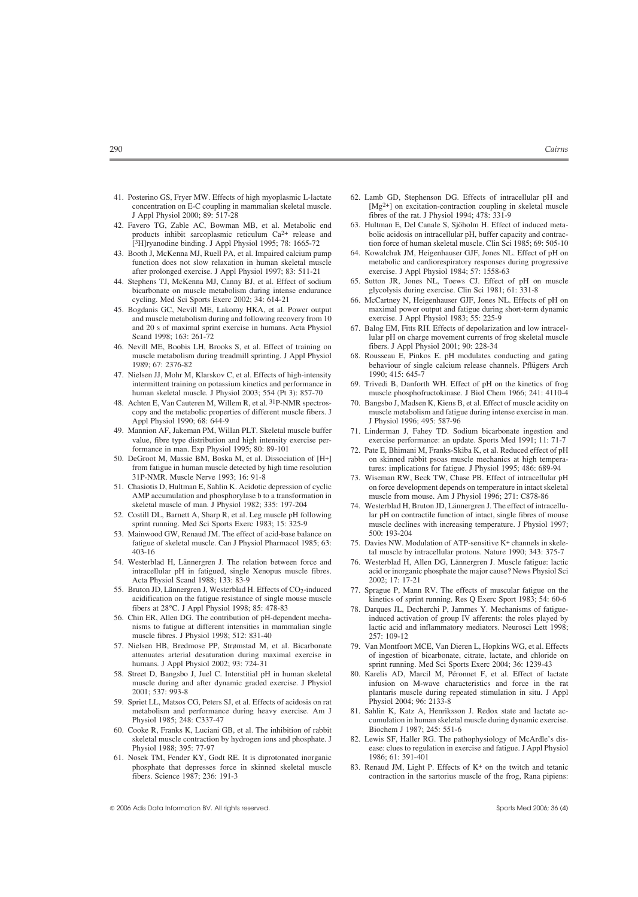41. Posterino GS, Fryer MW. Effects of high myoplasmic L-lactate concentration on E-C coupling in mammalian skeletal muscle. J Appl Physiol 2000; 89: 517-28
42. Favero TG, Zable AC, Bowman MB, et al. Metabolic end products inhibit sarcoplasmic reticulum $Ca^{2+}$ release and [$^{3}$H]ryanodine binding. J Appl Physiol 1995; 78: 1665-72
43. Booth J, McKenna MJ, Ruell PA, et al. Impaired calcium pump function does not slow relaxation in human skeletal muscle after prolonged exercise. J Appl Physiol 1997; 83: 511-21
44. Stephens TJ, McKenna MJ, Canny BJ, et al. Effect of sodium bicarbonate on muscle metabolism during intense endurance cycling. Med Sci Sports Exerc 2002; 34: 614-21
45. Bogdanis GC, Nevill ME, Lakomy HKA, et al. Power output and muscle metabolism during and following recovery from 10 and 20 s of maximal sprint exercise in humans. Acta Physiol Scand 1998; 163: 261-72
46. Nevill ME, Boobis LH, Brooks S, et al. Effect of training on muscle metabolism during treadmill sprinting. J Appl Physiol 1989; 67: 2376-82
47. Nielsen JJ, Mohr M, Klarskov C, et al. Effects of high-intensity intermittent training on potassium kinetics and performance in human skeletal muscle. J Physiol 2003; 554 (Pt 3): 857-70
48. Achten E, Van Cauteren M, Willem R, et al. $^{31}$P-NMR spectroscopy and the metabolic properties of different muscle fibers. J Appl Physiol 1990; 68: 644-9
49. Mannion AF, Jakeman PM, Willan PLT. Skeletal muscle buffer value, fibre type distribution and high intensity exercise performance in man. Exp Physiol 1995; 80: 89-101
50. DeGroot M, Massie BM, Boska M, et al. Dissociation of [H+] from fatigue in human muscle detected by high time resolution 31P-NMR. Muscle Nerve 1993; 16: 91-8
51. Chasiotis D, Hultman E, Sahlin K. Acidotic depression of cyclic AMP accumulation and phosphorylase b to a transformation in skeletal muscle of man. J Physiol 1982; 335: 197-204
52. Costill DL, Barnett A, Sharp R, et al. Leg muscle pH following sprint running. Med Sci Sports Exerc 1983; 15: 325-9
53. Mainwood GW, Renaud JM. The effect of acid-base balance on fatigue of skeletal muscle. Can J Physiol Pharmacol 1985; 63: 403-16
54. Westerblad H, Lännergren J. The relation between force and intracellular pH in fatigued, single Xenopus muscle fibres. Acta Physiol Scand 1988; 133: 83-9
55. Bruton JD, Lännergren J, Westerblad H. Effects of $CO_2$-induced acidification on the fatigue resistance of single mouse muscle fibers at 28°C. J Appl Physiol 1998; 85: 478-83
56. Chin ER, Allen DG. The contribution of pH-dependent mechanisms to fatigue at different intensities in mammalian single muscle fibres. J Physiol 1998; 512: 831-40
57. Nielsen HB, Bredmose PP, Strømstad M, et al. Bicarbonate attenuates arterial desaturation during maximal exercise in humans. J Appl Physiol 2002; 93: 724-31
58. Street D, Bangsbo J, Juel C. Interstitial pH in human skeletal muscle during and after dynamic graded exercise. J Physiol 2001; 537: 993-8
59. Spriet LL, Matsos CG, Peters SJ, et al. Effects of acidosis on rat metabolism and performance during heavy exercise. Am J Physiol 1985; 248: C337-47
60. Cooke R, Franks K, Luciani GB, et al. The inhibition of rabbit skeletal muscle contraction by hydrogen ions and phosphate. J Physiol 1988; 395: 77-97
61. Nosek TM, Fender KY, Godt RE. It is diprotonated inorganic phosphate that depresses force in skinned skeletal muscle fibers. Science 1987; 236: 191-3
62. Lamb GD, Stephenson DG. Effects of intracellular pH and [$Mg^{2+}$] on excitation-contraction coupling in skeletal muscle fibres of the rat. J Physiol 1994; 478: 331-9
63. Hultman E, Del Canale S, Sjöholm H. Effect of induced metabolic acidosis on intracellular pH, buffer capacity and contraction force of human skeletal muscle. Clin Sci 1985; 69: 505-10
64. Kowalchuk JM, Heigenhauser GJF, Jones NL. Effect of pH on metabolic and cardiorespiratory responses during progressive exercise. J Appl Physiol 1984; 57: 1558-63
65. Sutton JR, Jones NL, Toews CJ. Effect of pH on muscle glycolysis during exercise. Clin Sci 1981; 61: 331-8
66. McCartney N, Heigenhauser GJF, Jones NL. Effects of pH on maximal power output and fatigue during short-term dynamic exercise. J Appl Physiol 1983; 55: 225-9
67. Balog EM, Fitts RH. Effects of depolarization and low intracellular pH on charge movement currents of frog skeletal muscle fibers. J Appl Physiol 2001; 90: 228-34
68. Rousseau E, Pinkos E. pH modulates conducting and gating behaviour of single calcium release channels. Pflügers Arch 1990; 415: 645-7
69. Trivedi B, Danforth WH. Effect of pH on the kinetics of frog muscle phosphofructokinase. J Biol Chem 1966; 241: 4110-4
70. Bangsbo J, Madsen K, Kiens B, et al. Effect of muscle acidity on muscle metabolism and fatigue during intense exercise in man. J Physiol 1996; 495: 587-96
71. Linderman J, Fahey TD. Sodium bicarbonate ingestion and exercise performance: an update. Sports Med 1991; 11: 71-7
72. Pate E, Bhimani M, Franks-Skiba K, et al. Reduced effect of pH on skinned rabbit psoas muscle mechanics at high temperatures: implications for fatigue. J Physiol 1995; 486: 689-94
73. Wiseman RW, Beck TW, Chase PB. Effect of intracellular pH on force development depends on temperature in intact skeletal muscle from mouse. Am J Physiol 1996; 271: C878-86
74. Westerblad H, Bruton JD, Lännergren J. The effect of intracellular pH on contractile function of intact, single fibres of mouse muscle declines with increasing temperature. J Physiol 1997; 500: 193-204
75. Davies NW. Modulation of ATP-sensitive K+ channels in skeletal muscle by intracellular protons. Nature 1990; 343: 375-7
76. Westerblad H, Allen DG, Lännergren J. Muscle fatigue: lactic acid or inorganic phosphate the major cause? News Physiol Sci 2002; 17: 17-21
77. Sprague P, Mann RV. The effects of muscular fatigue on the kinetics of sprint running. Res Q Exerc Sport 1983; 54: 60-6
78. Darques JL, Decherchi P, Jammes Y. Mechanisms of fatigue-induced activation of group IV afferents: the roles played by lactic acid and inflammatory mediators. Neurosci Lett 1998; 257: 109-12
79. Van Montfoort MCE, Van Dieren L, Hopkins WG, et al. Effects of ingestion of bicarbonate, citrate, lactate, and chloride on sprint running. Med Sci Sports Exerc 2004; 36: 1239-43
80. Karelis AD, Marcil M, Péronnet F, et al. Effect of lactate infusion on M-wave characteristics and force in the rat plantaris muscle during repeated stimulation in situ. J Appl Physiol 2004; 96: 2133-8
81. Sahlin K, Katz A, Henriksson J. Redox state and lactate accumulation in human skeletal muscle during dynamic exercise. Biochem J 1987; 245: 551-6
82. Lewis SF, Haller RG. The pathophysiology of McArdle's disease: clues to regulation in exercise and fatigue. J Appl Physiol 1986; 61: 391-401
83. Renaud JM, Light P. Effects of K+ on the twitch and tetanic contraction in the sartorius muscle of the frog, Rana pipiens: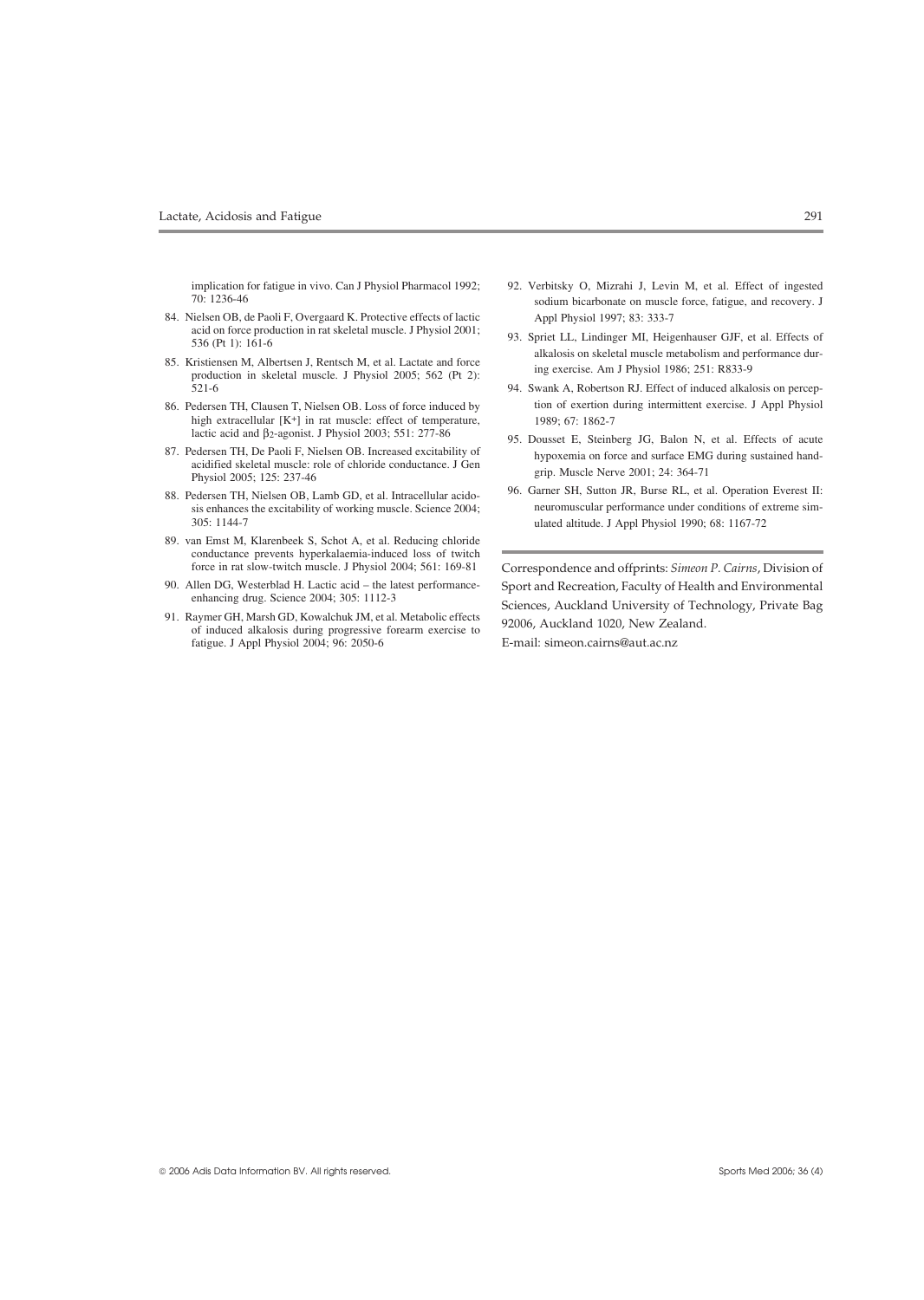implication for fatigue in vivo. Can J Physiol Pharmacol 1992; 70: 1236-46

84. Nielsen OB, de Paoli F, Overgaard K. Protective effects of lactic acid on force production in rat skeletal muscle. J Physiol 2001; 536 (Pt 1): 161-6
85. Kristiensen M, Albertsen J, Rentsch M, et al. Lactate and force production in skeletal muscle. J Physiol 2005; 562 (Pt 2): 521-6
86. Pedersen TH, Clausen T, Nielsen OB. Loss of force induced by high extracellular [$K^+$] in rat muscle: effect of temperature, lactic acid and $\beta_2$-agonist. J Physiol 2003; 551: 277-86
87. Pedersen TH, De Paoli F, Nielsen OB. Increased excitability of acidified skeletal muscle: role of chloride conductance. J Gen Physiol 2005; 125: 237-46
88. Pedersen TH, Nielsen OB, Lamb GD, et al. Intracellular acidosis enhances the excitability of working muscle. Science 2004; 305: 1144-7
89. van Emst M, Klarenbeek S, Schot A, et al. Reducing chloride conductance prevents hyperkalaemia-induced loss of twitch force in rat slow-twitch muscle. J Physiol 2004; 561: 169-81
90. Allen DG, Westerblad H. Lactic acid – the latest performance-enhancing drug. Science 2004; 305: 1112-3
91. Raymer GH, Marsh GD, Kowalchuk JM, et al. Metabolic effects of induced alkalosis during progressive forearm exercise to fatigue. J Appl Physiol 2004; 96: 2050-6
92. Verbitsky O, Mizrahi J, Levin M, et al. Effect of ingested sodium bicarbonate on muscle force, fatigue, and recovery. J Appl Physiol 1997; 83: 333-7
93. Spriet LL, Lindinger MI, Heigenhauser GJF, et al. Effects of alkalosis on skeletal muscle metabolism and performance during exercise. Am J Physiol 1986; 251: R833-9
94. Swank A, Robertson RJ. Effect of induced alkalosis on perception of exertion during intermittent exercise. J Appl Physiol 1989; 67: 1862-7
95. Dousset E, Steinberg JG, Balon N, et al. Effects of acute hypoxemia on force and surface EMG during sustained handgrip. Muscle Nerve 2001; 24: 364-71
96. Garner SH, Sutton JR, Burse RL, et al. Operation Everest II: neuromuscular performance under conditions of extreme simulated altitude. J Appl Physiol 1990; 68: 1167-72

Correspondence and offprints: *Simeon P. Cairns*, Division of Sport and Recreation, Faculty of Health and Environmental Sciences, Auckland University of Technology, Private Bag 92006, Auckland 1020, New Zealand.
E-mail: simeon.cairns@aut.ac.nz